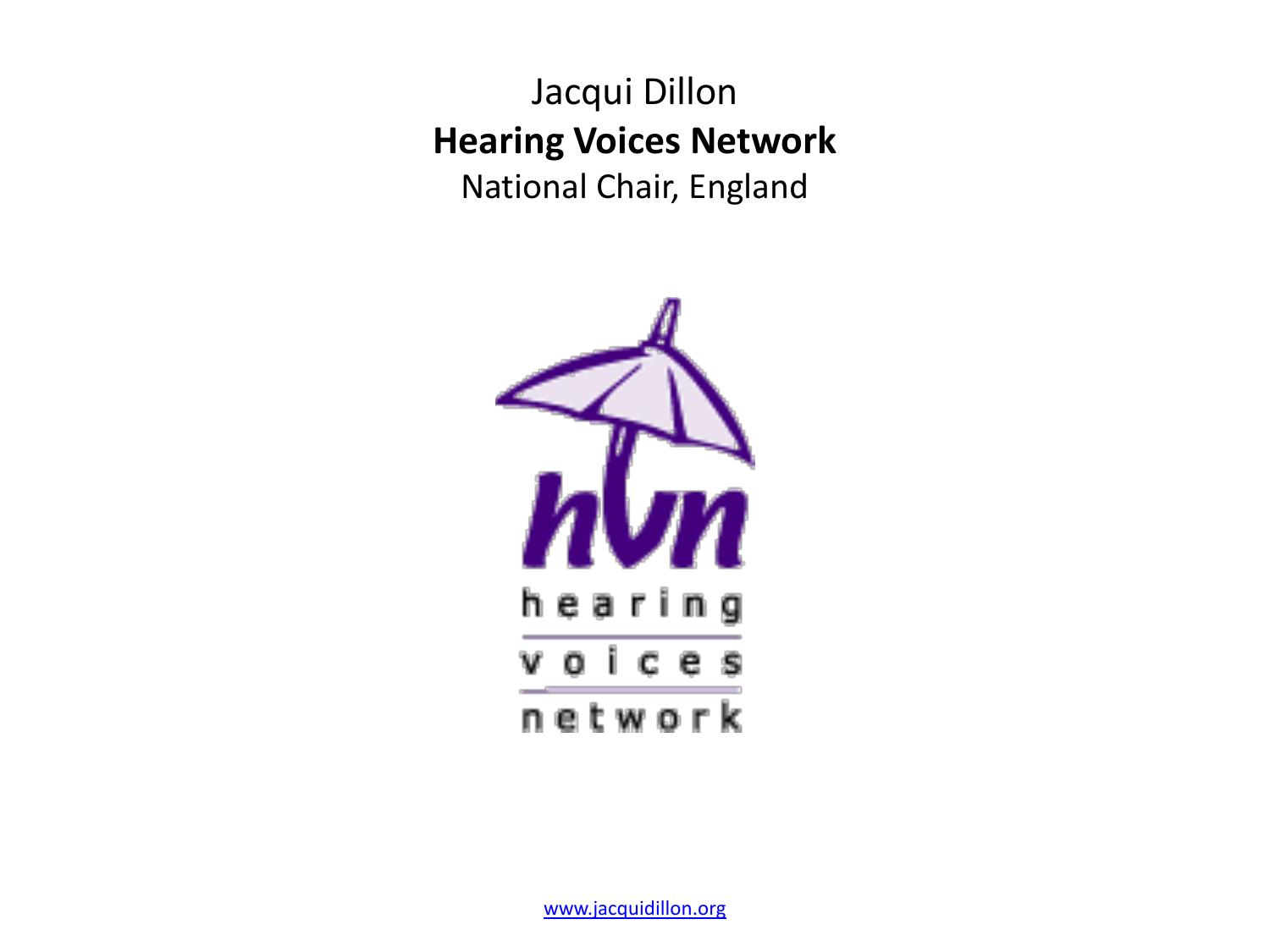Jacqui Dillon

**Hearing Voices Network**

National Chair, England

hvn
hearing
voices
network

www.jacquidillon.org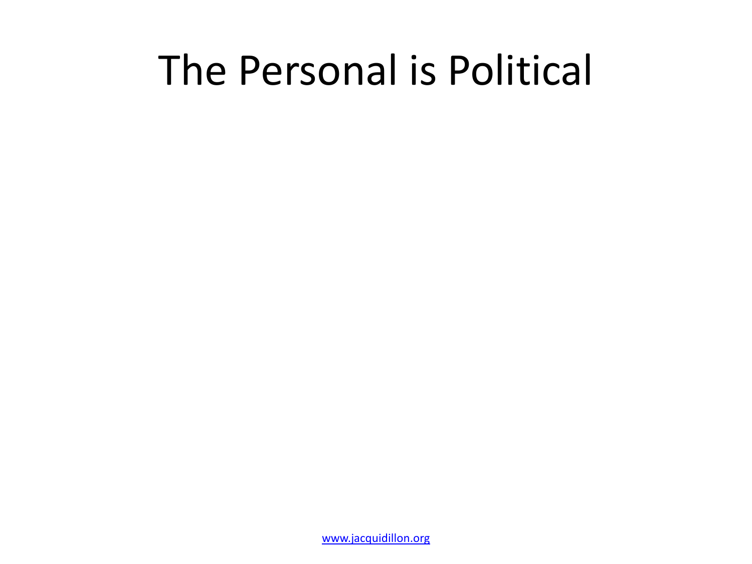# The Personal is Political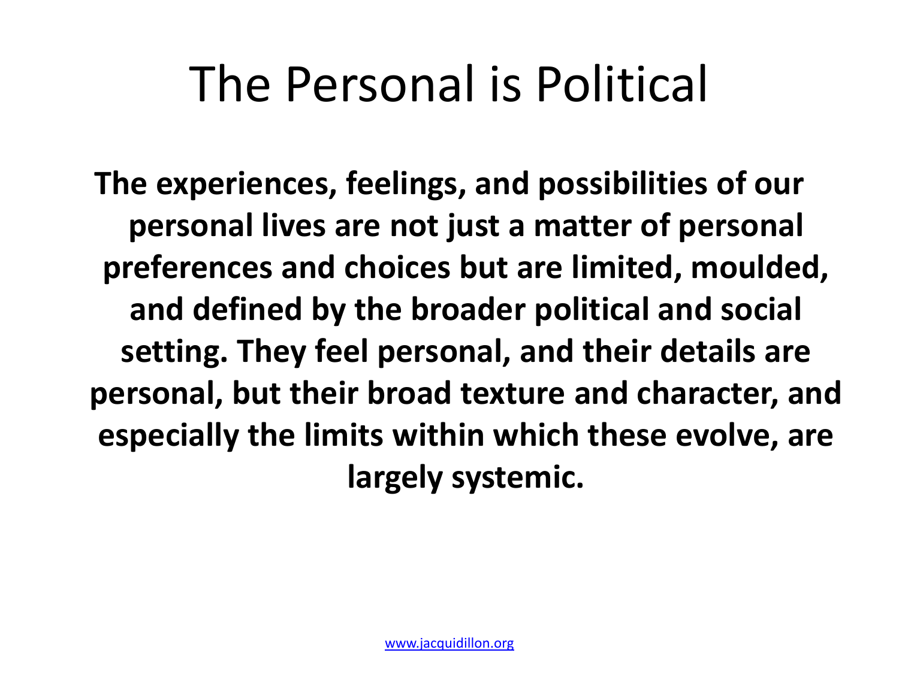# The Personal is Political

**The experiences, feelings, and possibilities of our personal lives are not just a matter of personal preferences and choices but are limited, moulded, and defined by the broader political and social setting. They feel personal, and their details are personal, but their broad texture and character, and especially the limits within which these evolve, are largely systemic.**

www.jacquidillon.org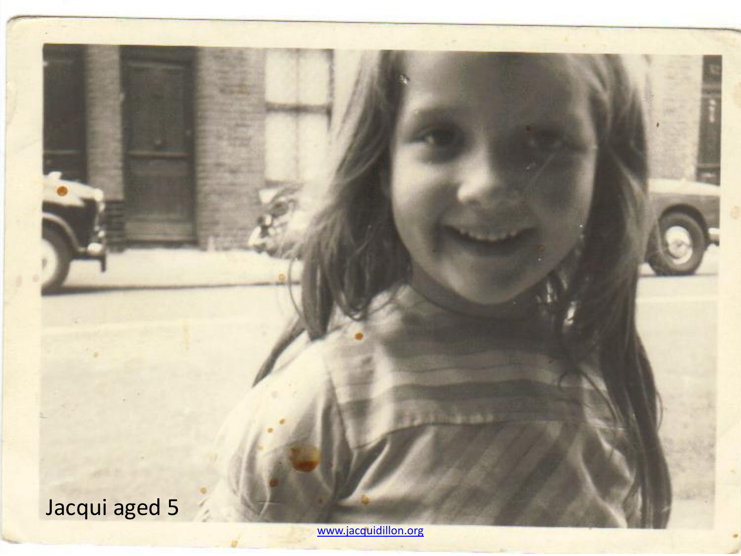Jacqui aged 5

www.jacquidillon.org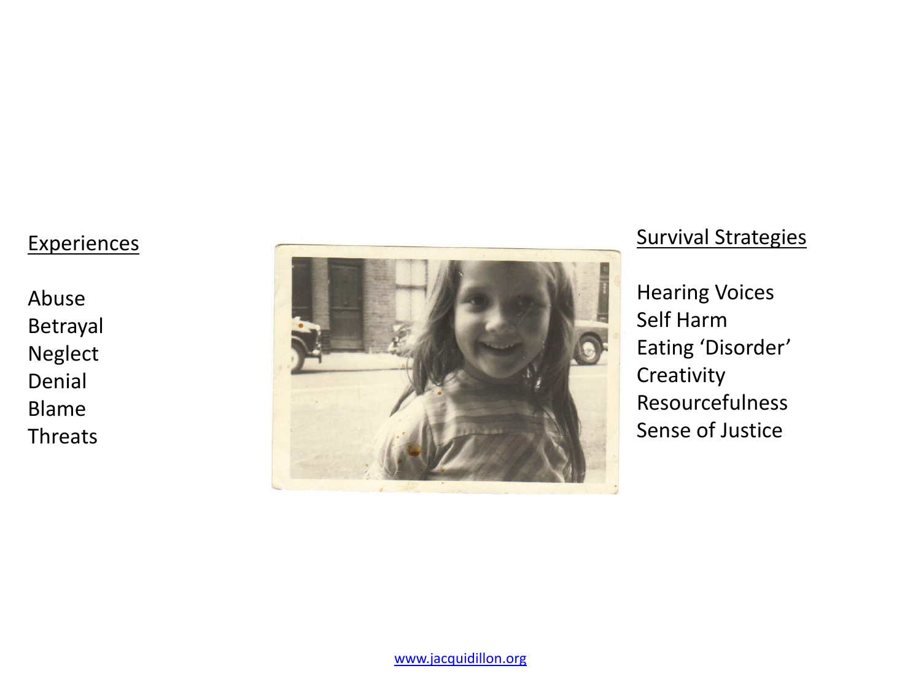<u>Experiences</u>

Abuse
Betrayal
Neglect
Denial
Blame
Threats

<u>Survival Strategies</u>

Hearing Voices
Self Harm
Eating ‘Disorder’
Creativity
Resourcefulness
Sense of Justice

www.jacquidillon.org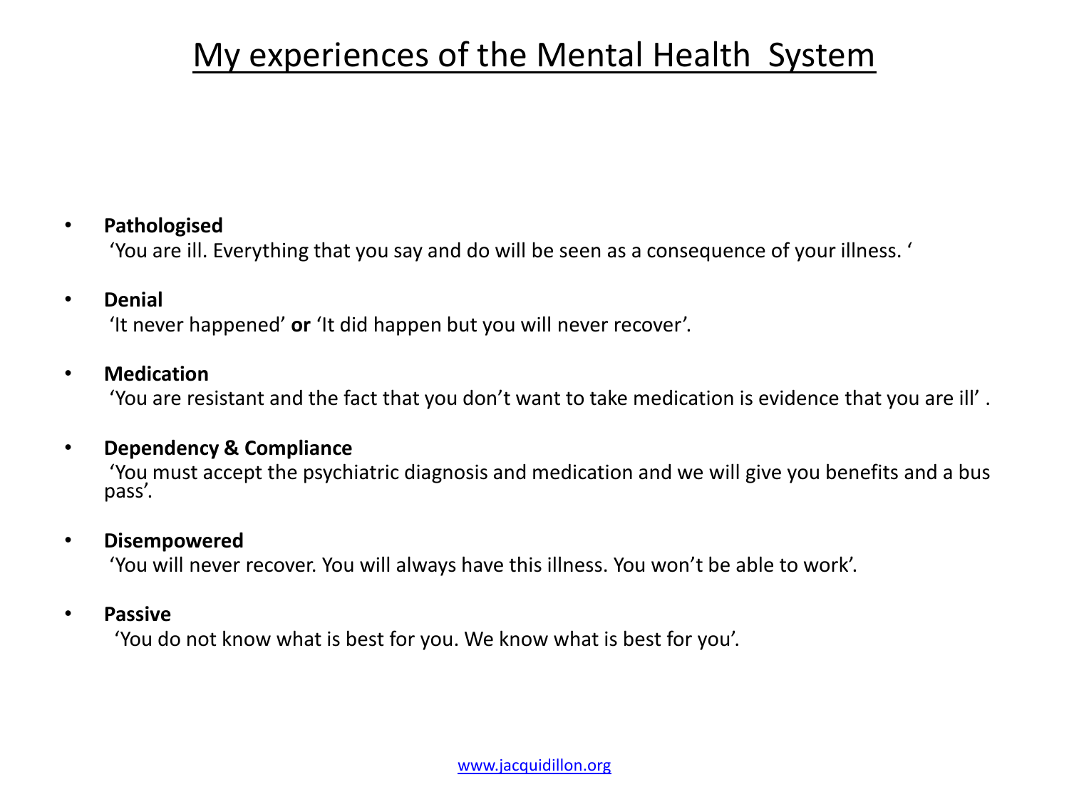# My experiences of the Mental Health System

- **Pathologised**
  ‘You are ill. Everything that you say and do will be seen as a consequence of your illness. ‘

- **Denial**
  ‘It never happened’ **or** ‘It did happen but you will never recover’.

- **Medication**
  ‘You are resistant and the fact that you don’t want to take medication is evidence that you are ill’ .

- **Dependency & Compliance**
  ‘You must accept the psychiatric diagnosis and medication and we will give you benefits and a bus pass’.

- **Disempowered**
  ‘You will never recover. You will always have this illness. You won’t be able to work’.

- **Passive**
  ‘You do not know what is best for you. We know what is best for you’.

www.jacquidillon.org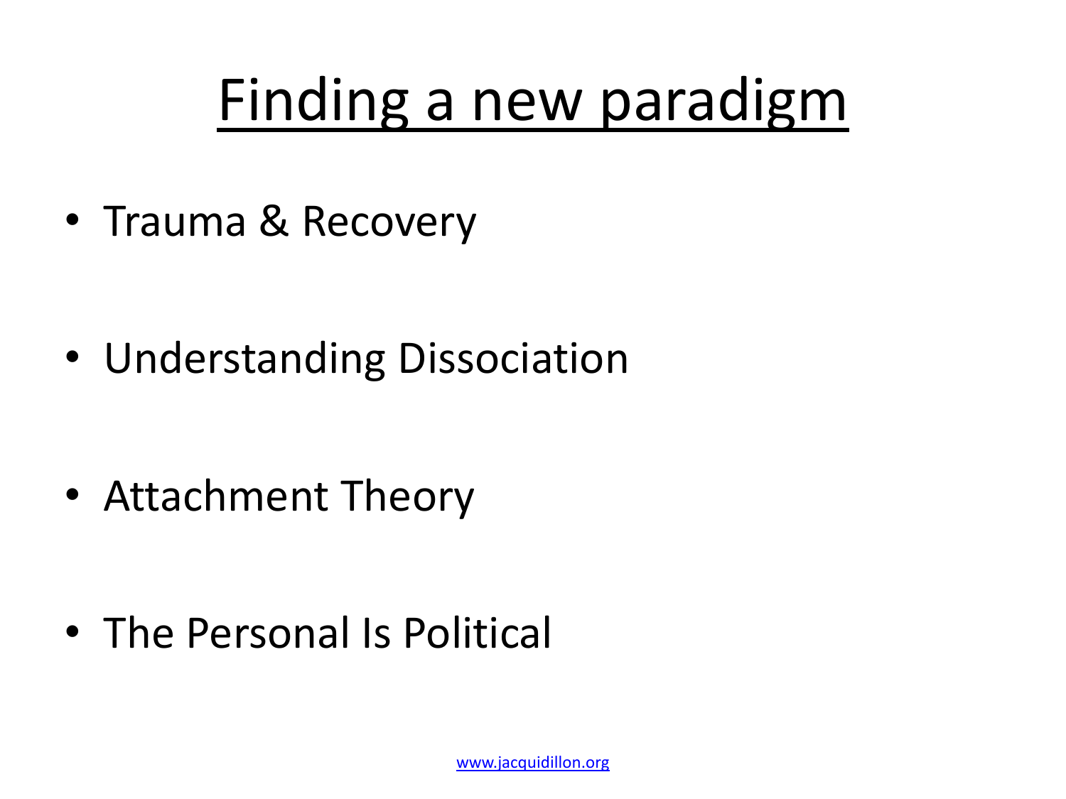# Finding a new paradigm

- Trauma & Recovery
- Understanding Dissociation
- Attachment Theory
- The Personal Is Political

www.jacquidillon.org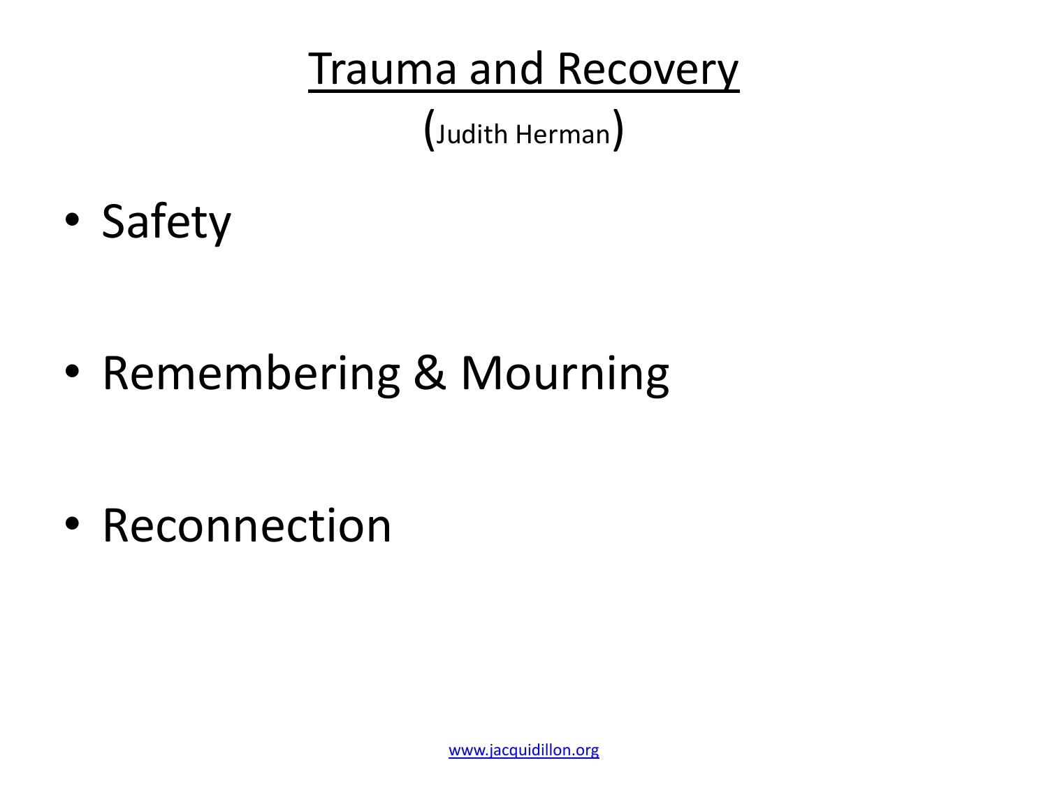# Trauma and Recovery

(Judith Herman)

- Safety
- Remembering & Mourning
- Reconnection

www.jacquidillon.org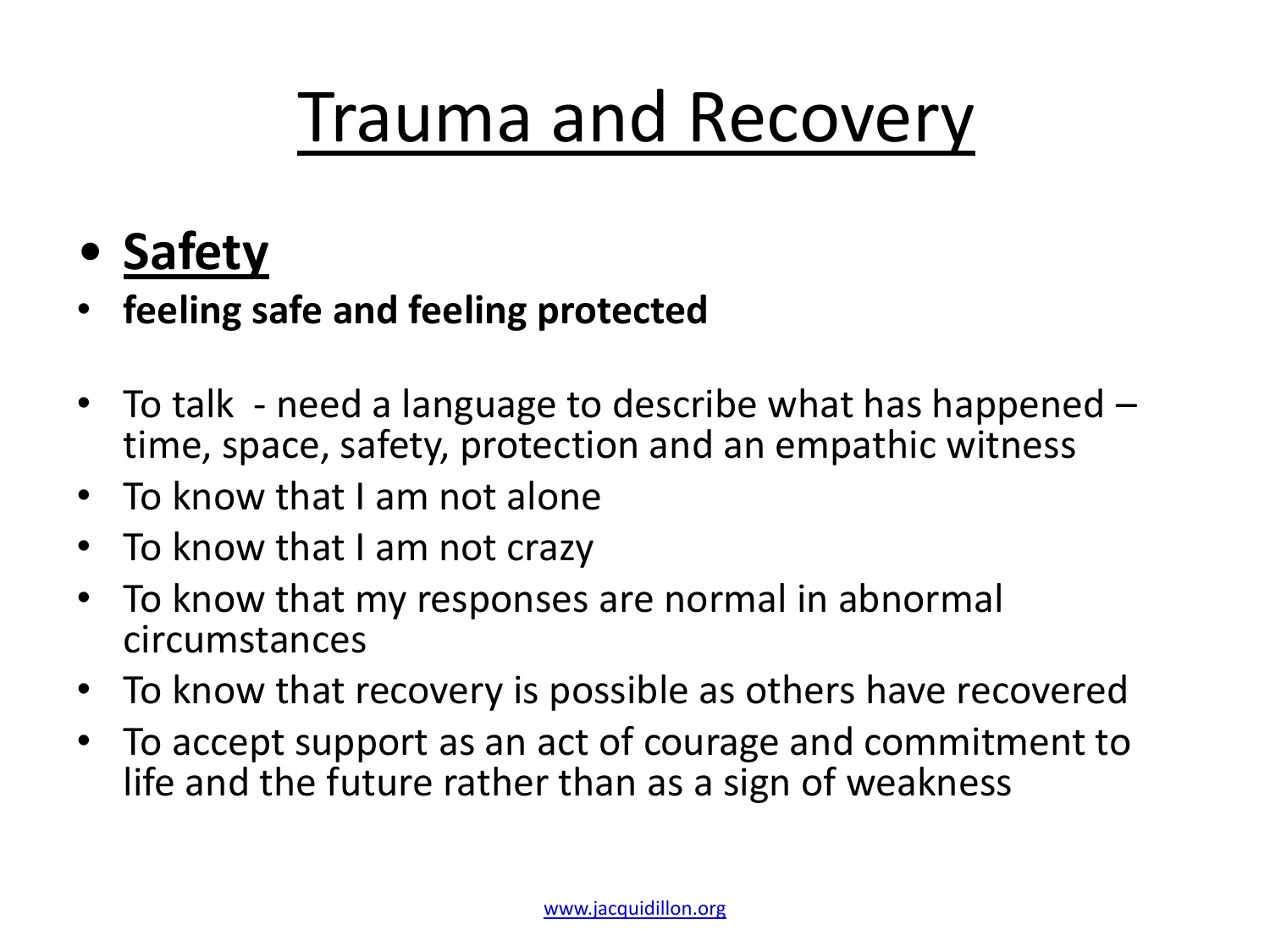# Trauma and Recovery

- **Safety**
- **feeling safe and feeling protected**

- To talk - need a language to describe what has happened – time, space, safety, protection and an empathic witness
- To know that I am not alone
- To know that I am not crazy
- To know that my responses are normal in abnormal circumstances
- To know that recovery is possible as others have recovered
- To accept support as an act of courage and commitment to life and the future rather than as a sign of weakness

www.jacquidillon.org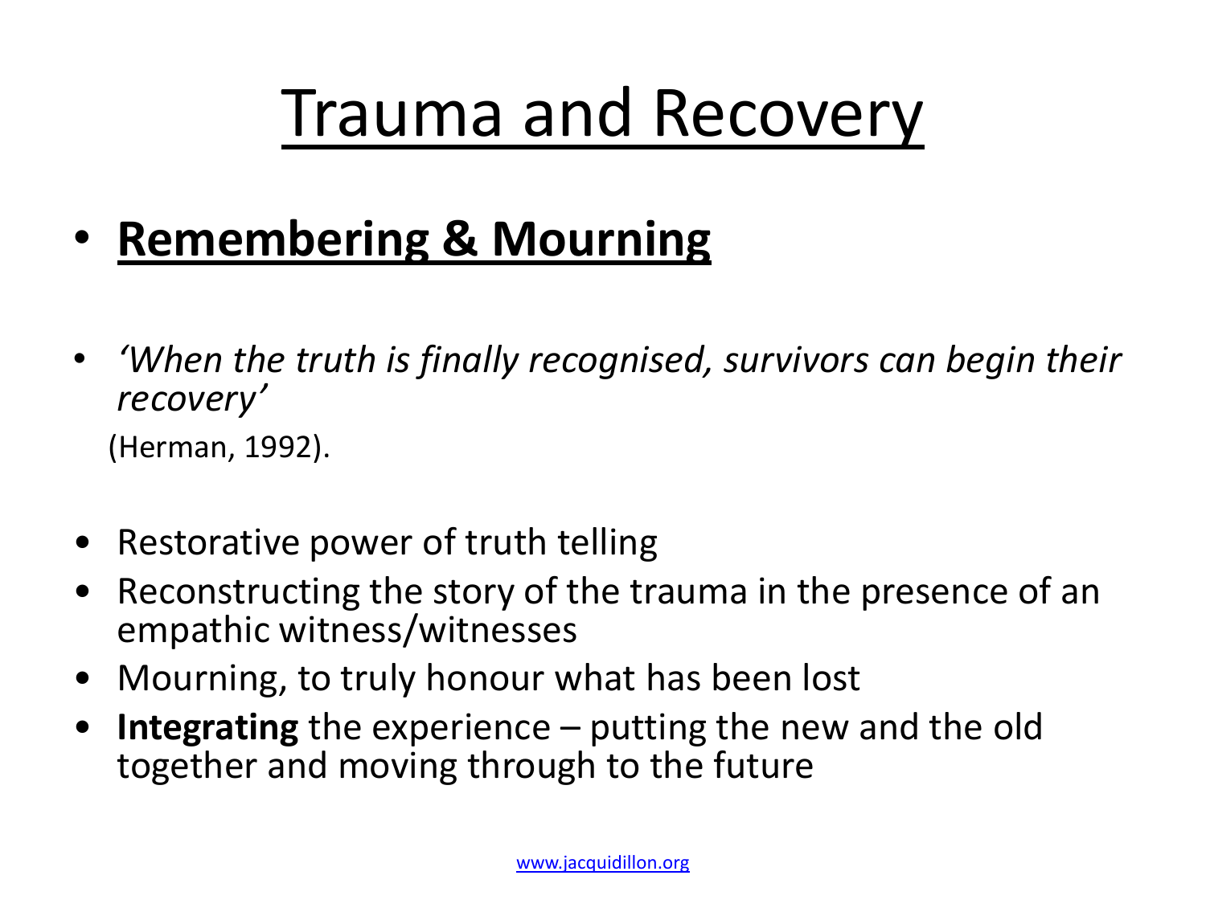# Trauma and Recovery

- **Remembering & Mourning**

- *'When the truth is finally recognised, survivors can begin their recovery'*

  (Herman, 1992).

- Restorative power of truth telling
- Reconstructing the story of the trauma in the presence of an empathic witness/witnesses
- Mourning, to truly honour what has been lost
- **Integrating** the experience – putting the new and the old together and moving through to the future

www.jacquidillon.org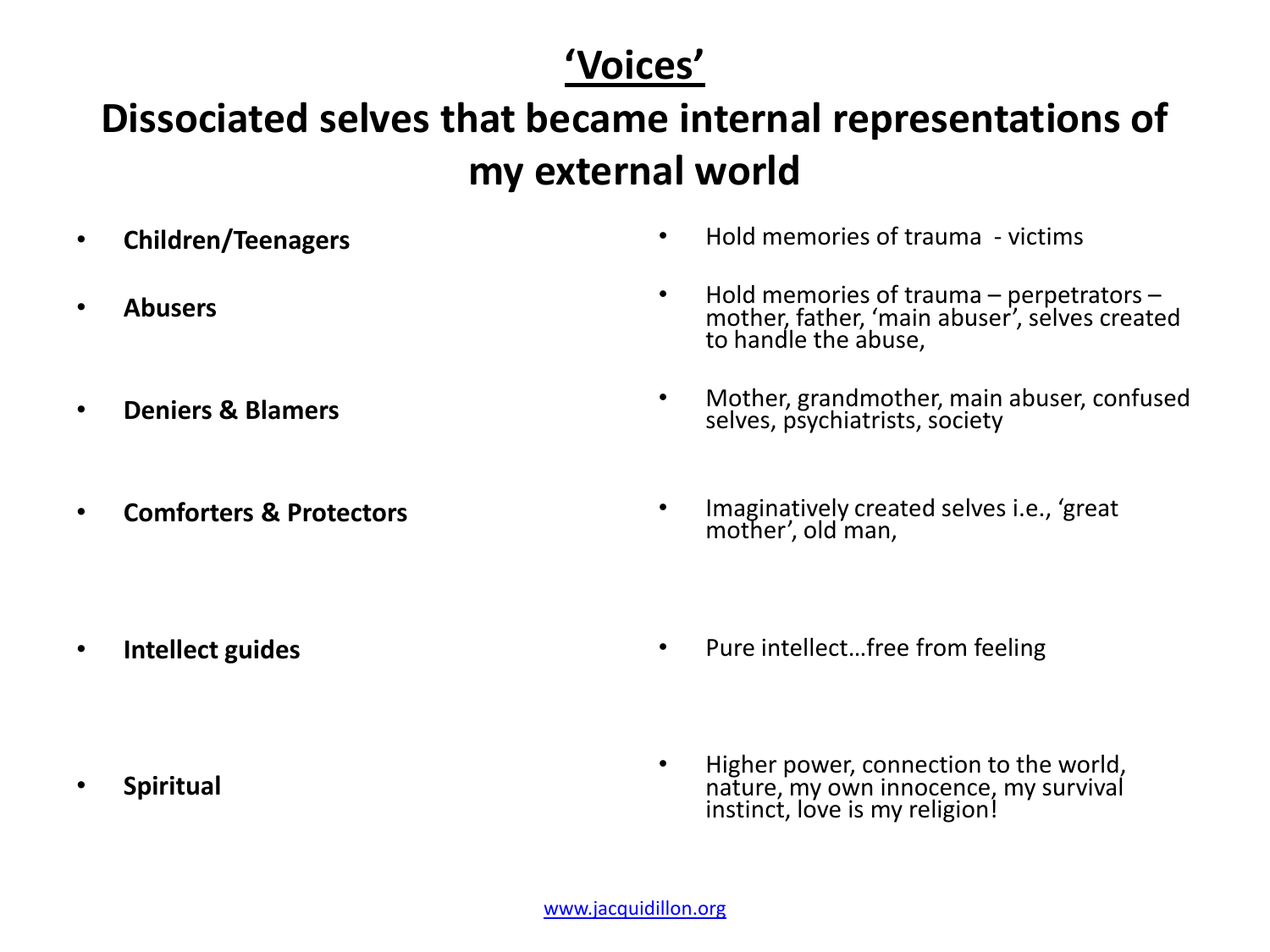# 'Voices'

## Dissociated selves that became internal representations of my external world

| | |
|---|---|
| **Children/Teenagers** | Hold memories of trauma - victims |
| **Abusers** | Hold memories of trauma – perpetrators – mother, father, 'main abuser', selves created to handle the abuse, |
| **Deniers & Blamers** | Mother, grandmother, main abuser, confused selves, psychiatrists, society |
| **Comforters & Protectors** | Imaginatively created selves i.e., 'great mother', old man, |
| **Intellect guides** | Pure intellect…free from feeling |
| **Spiritual** | Higher power, connection to the world, nature, my own innocence, my survival instinct, love is my religion! |

www.jacquidillon.org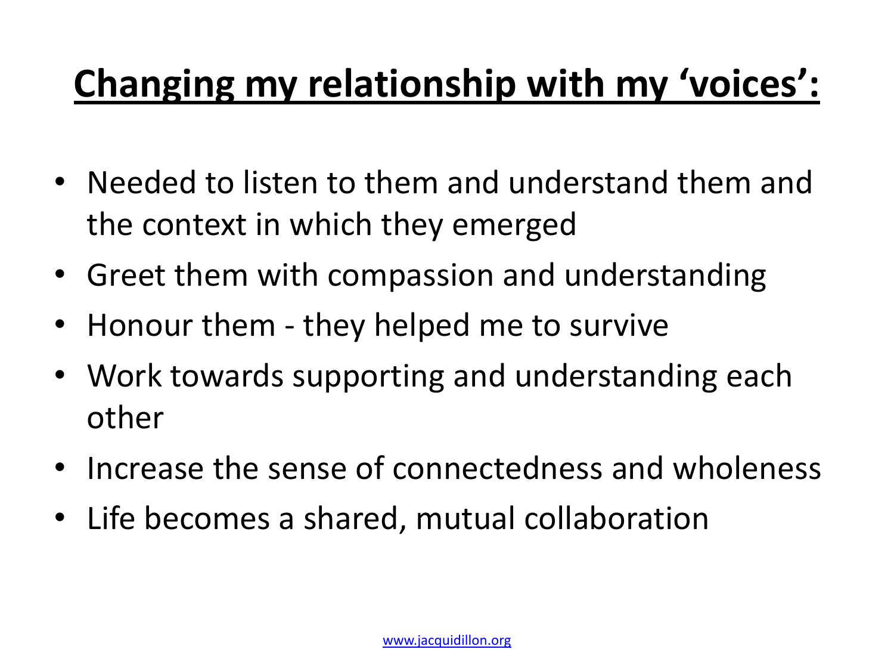# Changing my relationship with my 'voices':

- Needed to listen to them and understand them and the context in which they emerged
- Greet them with compassion and understanding
- Honour them - they helped me to survive
- Work towards supporting and understanding each other
- Increase the sense of connectedness and wholeness
- Life becomes a shared, mutual collaboration

www.jacquidillon.org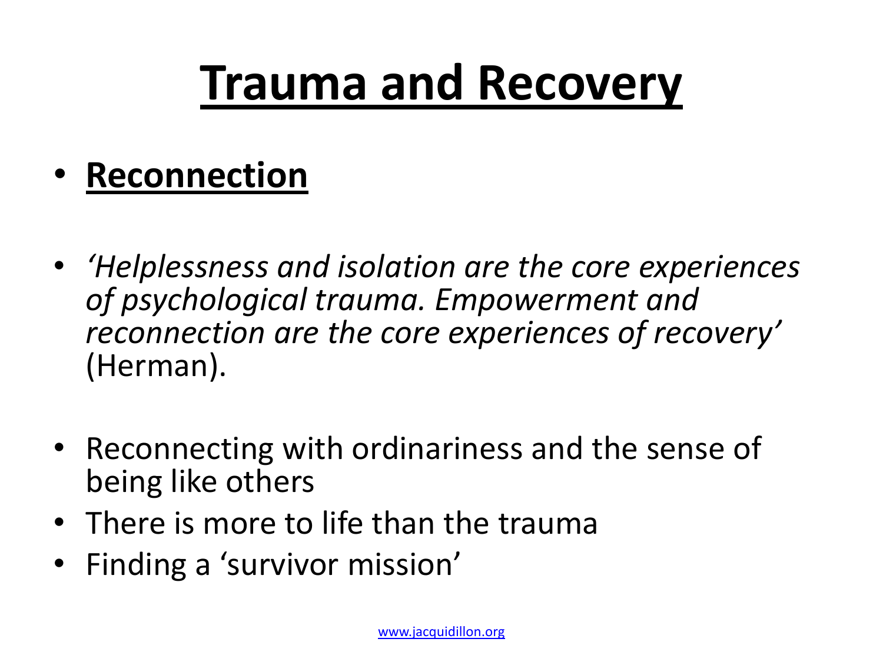# Trauma and Recovery

- **Reconnection**

- *'Helplessness and isolation are the core experiences of psychological trauma. Empowerment and reconnection are the core experiences of recovery'* (Herman).

- Reconnecting with ordinariness and the sense of being like others
- There is more to life than the trauma
- Finding a 'survivor mission'

www.jacquidillon.org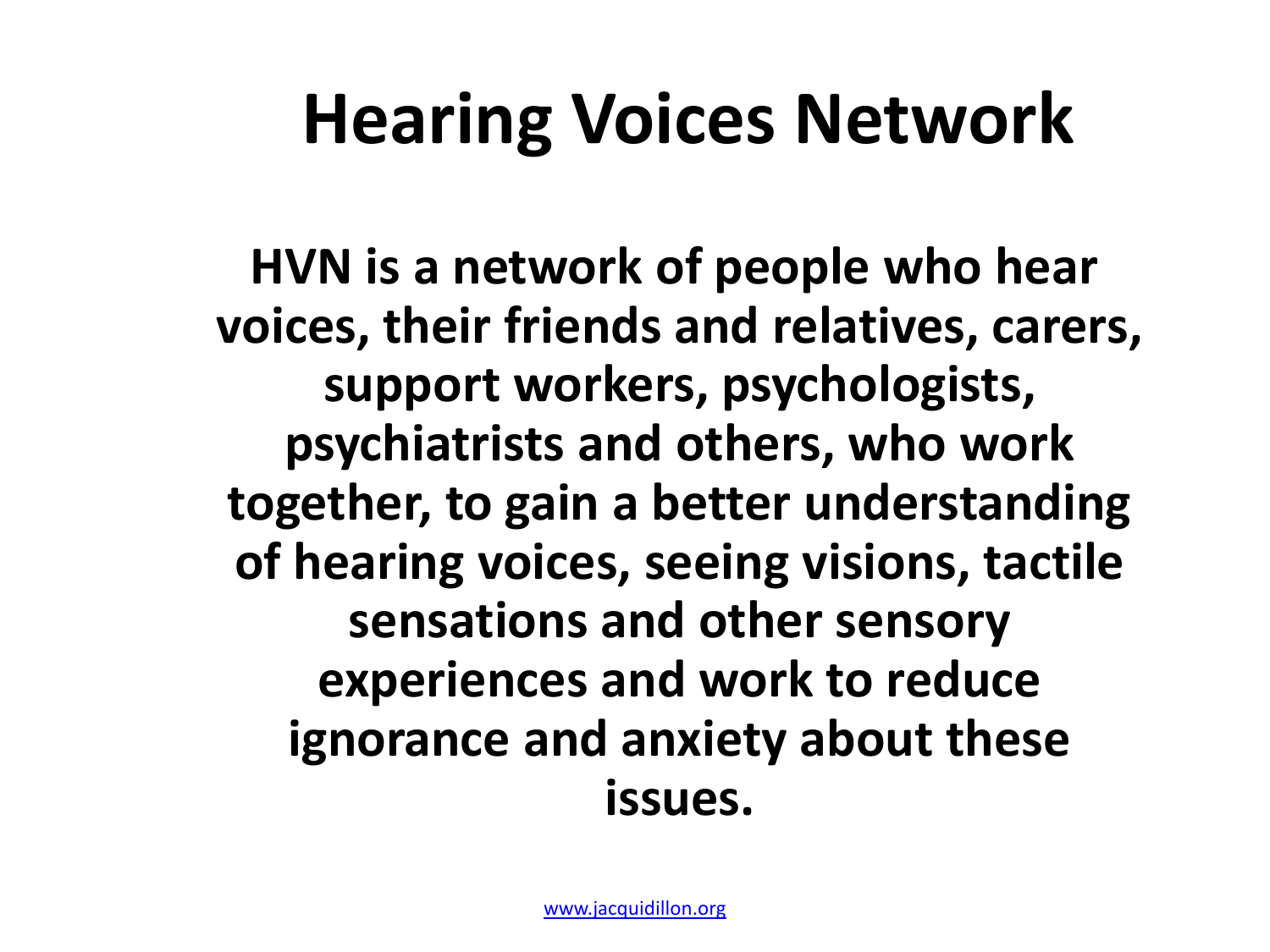# Hearing Voices Network

**HVN is a network of people who hear voices, their friends and relatives, carers, support workers, psychologists, psychiatrists and others, who work together, to gain a better understanding of hearing voices, seeing visions, tactile sensations and other sensory experiences and work to reduce ignorance and anxiety about these issues.**

www.jacquidillon.org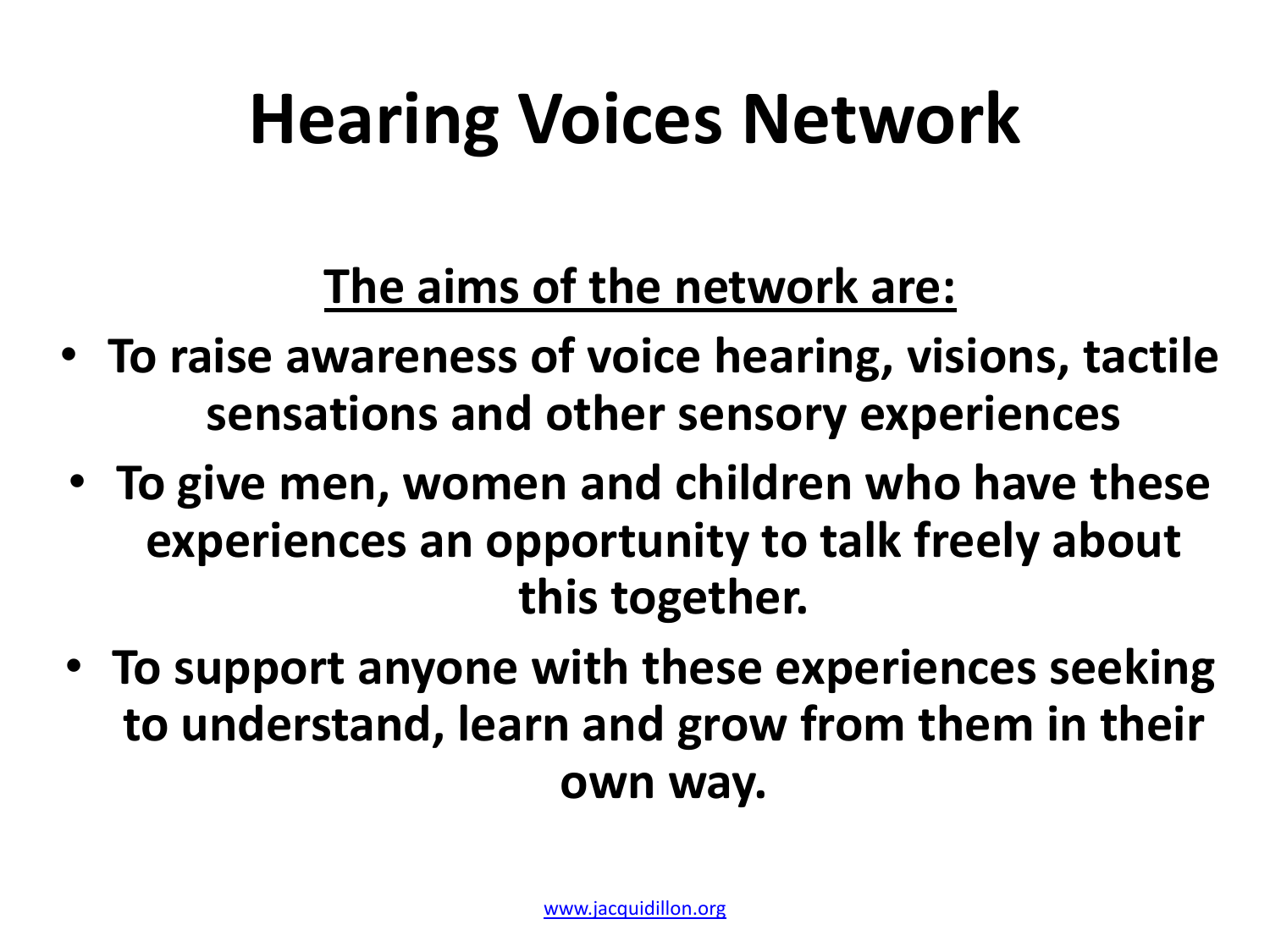# Hearing Voices Network

**<u>The aims of the network are:</u>**

- **To raise awareness of voice hearing, visions, tactile sensations and other sensory experiences**
- **To give men, women and children who have these experiences an opportunity to talk freely about this together.**
- **To support anyone with these experiences seeking to understand, learn and grow from them in their own way.**

www.jacquidillon.org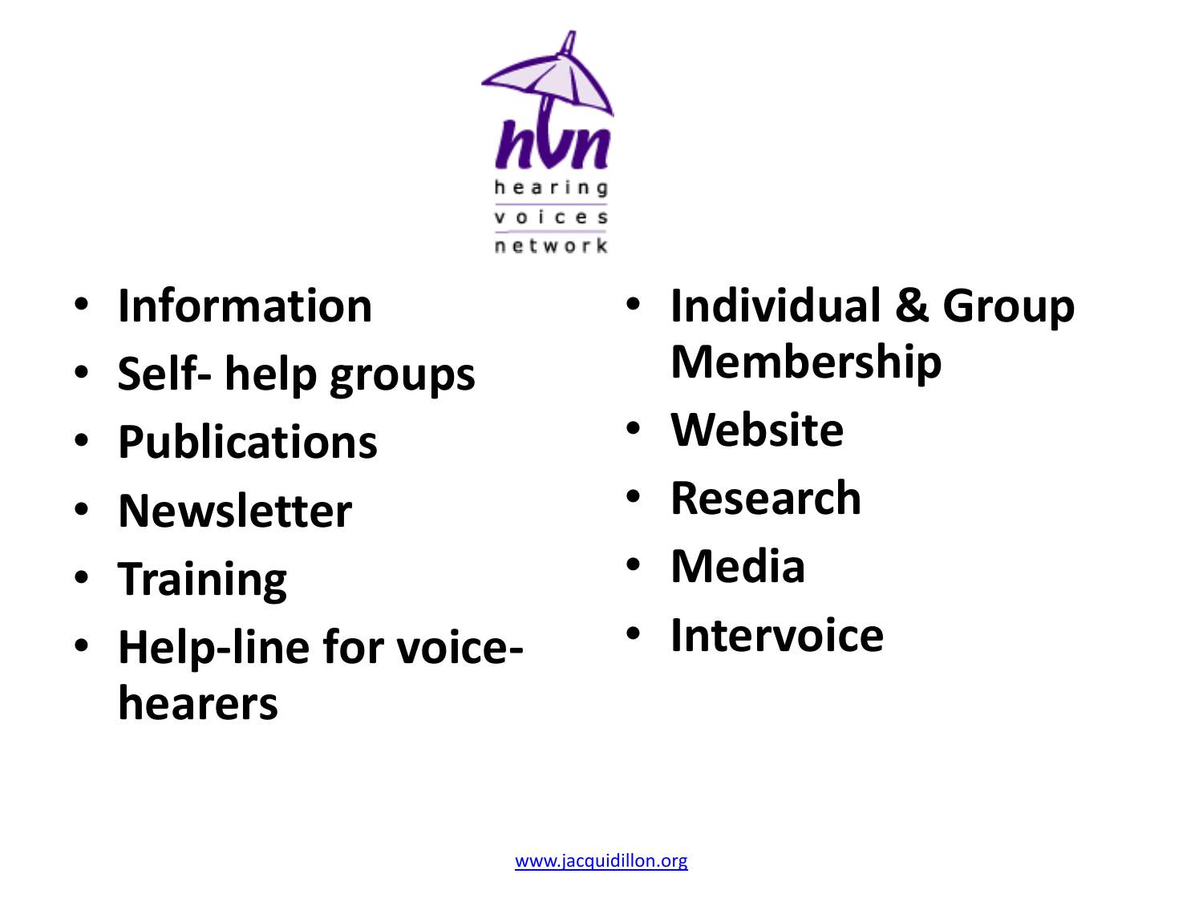hearing voices network

- **Information**
- **Self- help groups**
- **Publications**
- **Newsletter**
- **Training**
- **Help-line for voice-hearers**
- **Individual & Group Membership**
- **Website**
- **Research**
- **Media**
- **Intervoice**

www.jacquidillon.org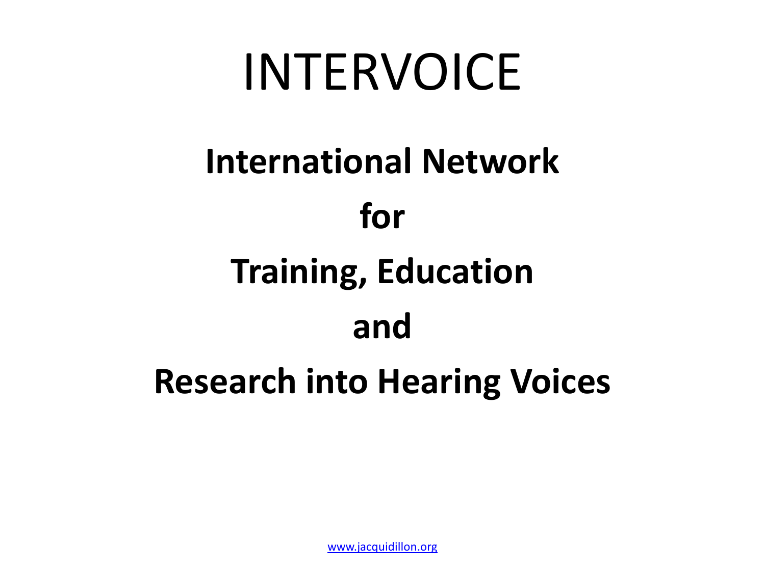# INTERVOICE

**International Network**

**for**

**Training, Education**

**and**

**Research into Hearing Voices**

www.jacquidillon.org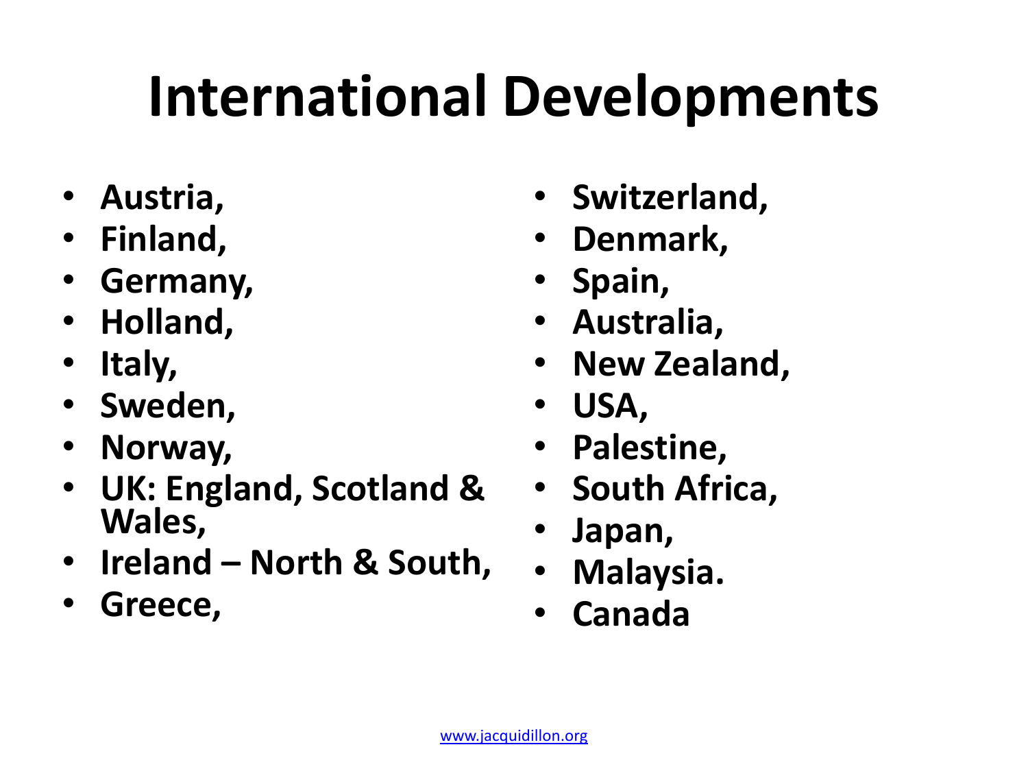# International Developments

- **Austria,**
- **Finland,**
- **Germany,**
- **Holland,**
- **Italy,**
- **Sweden,**
- **Norway,**
- **UK: England, Scotland & Wales,**
- **Ireland – North & South,**
- **Greece,**
- **Switzerland,**
- **Denmark,**
- **Spain,**
- **Australia,**
- **New Zealand,**
- **USA,**
- **Palestine,**
- **South Africa,**
- **Japan,**
- **Malaysia.**
- **Canada**

www.jacquidillon.org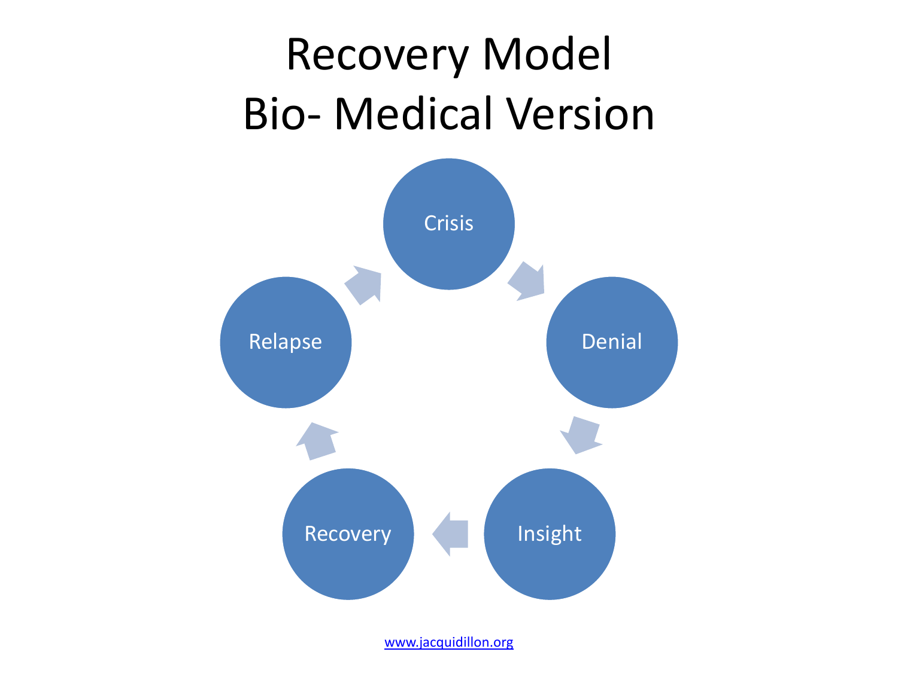# Recovery Model
# Bio- Medical Version

Crisis → Denial → Insight → Recovery → Relapse → Crisis

www.jacquidillon.org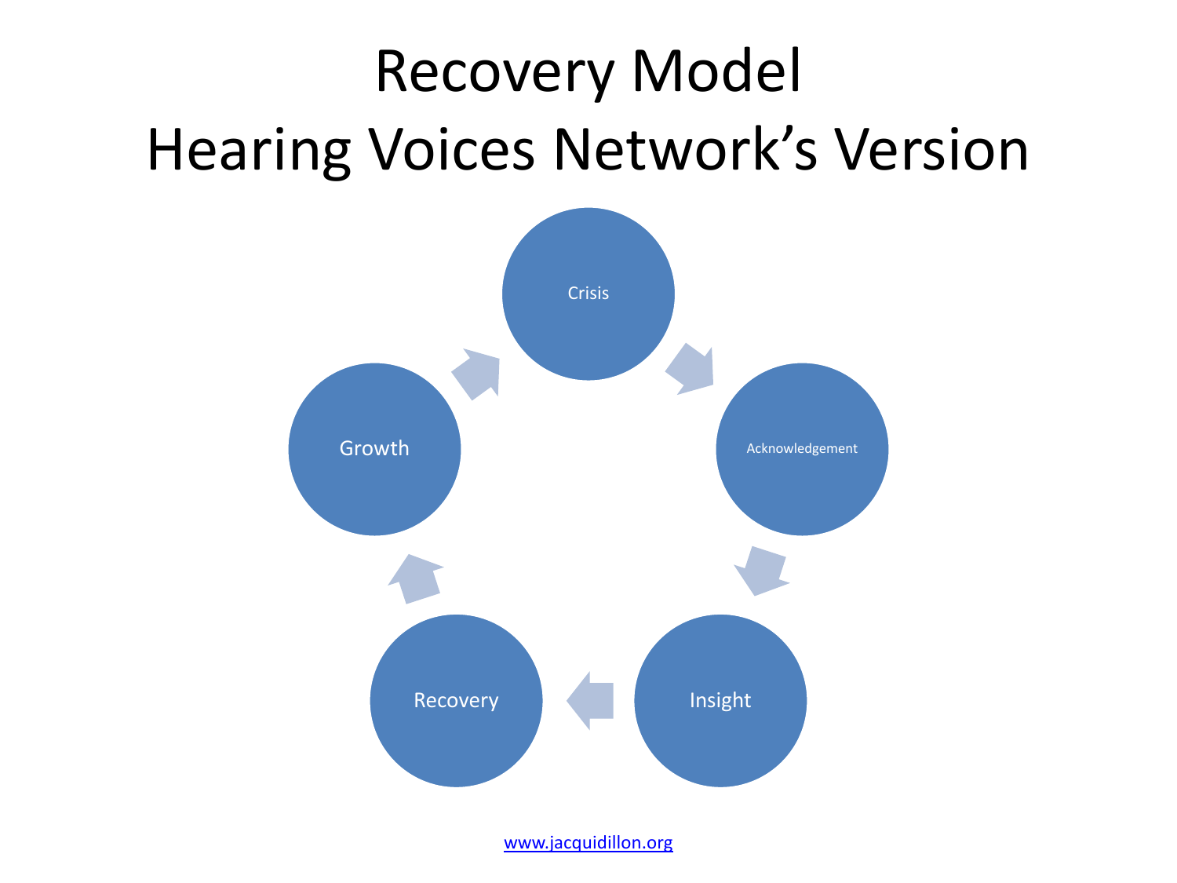# Recovery Model
# Hearing Voices Network's Version

Crisis

Acknowledgement

Insight

Recovery

Growth

www.jacquidillon.org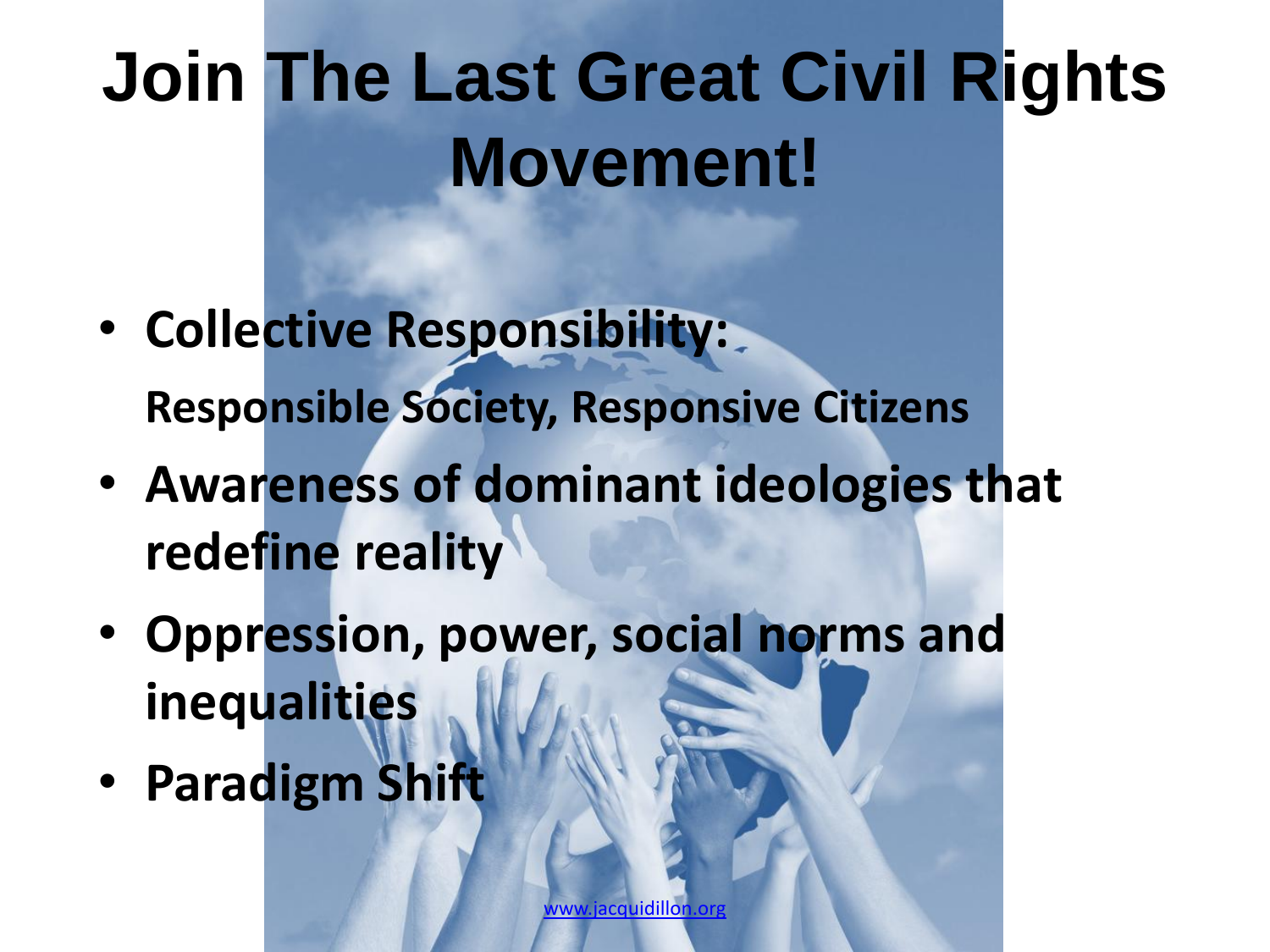# Join The Last Great Civil Rights Movement!

- **Collective Responsibility:**

  **Responsible Society, Responsive Citizens**

- **Awareness of dominant ideologies that redefine reality**
- **Oppression, power, social norms and inequalities**
- **Paradigm Shift**

www.jacquidillon.org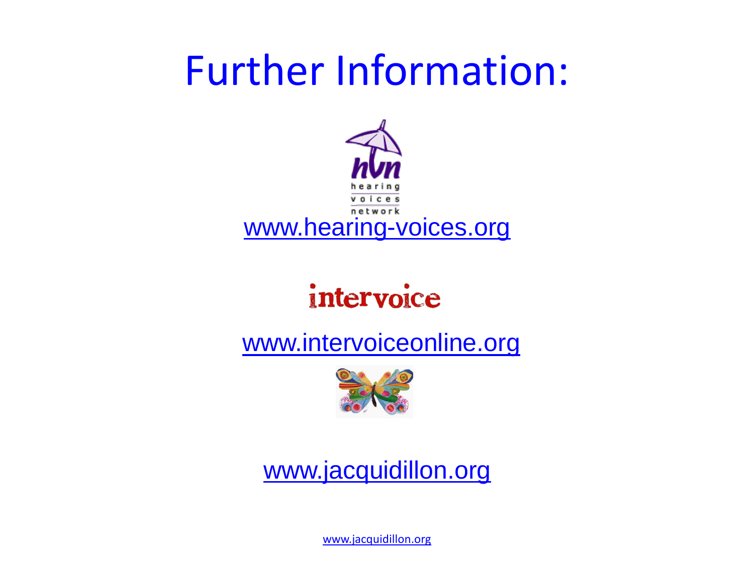# Further Information:

hearing voices network

www.hearing-voices.org

intervoice

www.intervoiceonline.org

www.jacquidillon.org